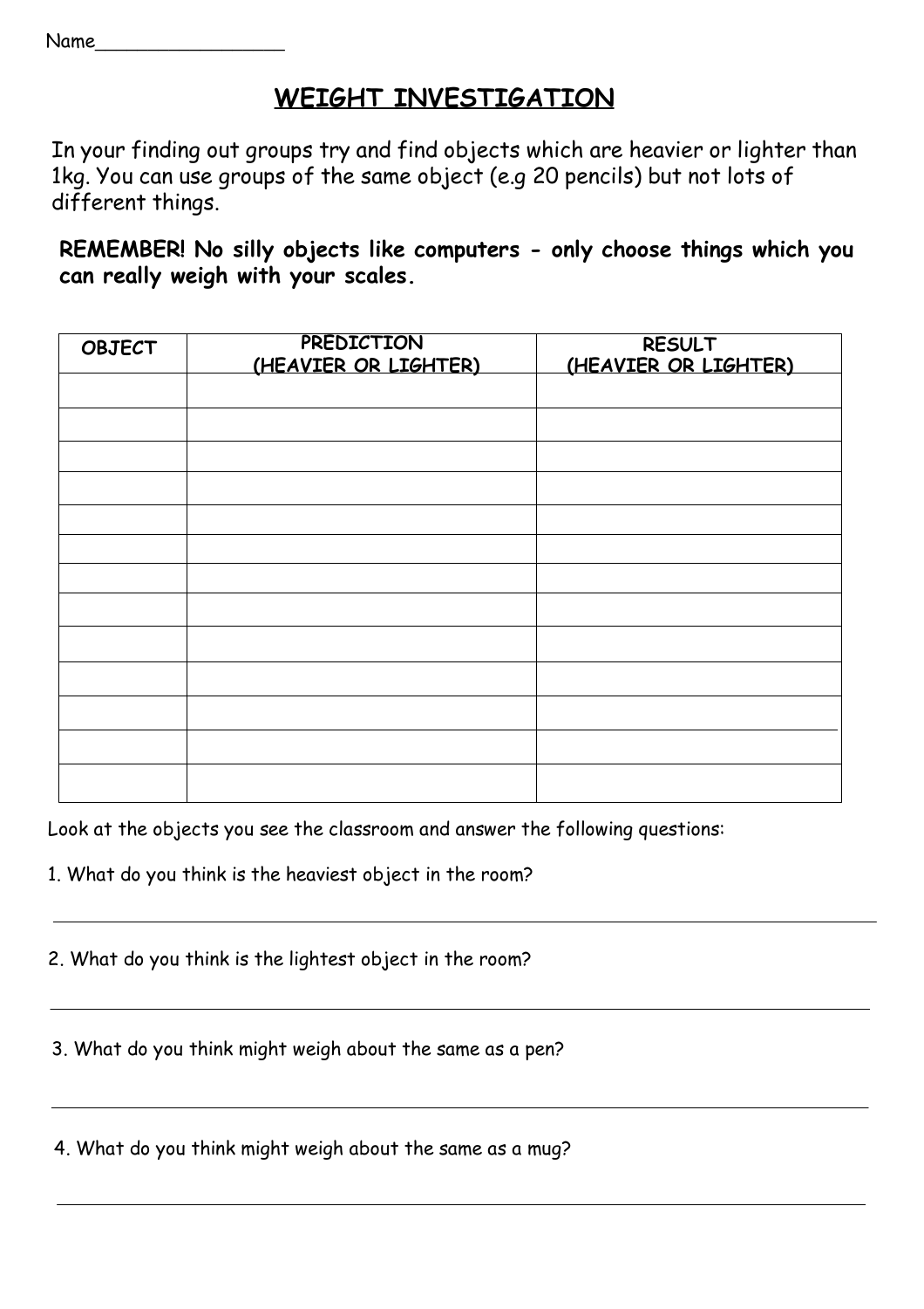Name_________________

# WEIGHT INVESTIGATION

In your finding out groups try and find objects which are heavier or lighter than 1kg. You can use groups of the same object (e.g 20 pencils) but not lots of different things.

**REMEMBER! No silly objects like computers - only choose things which you can really weigh with your scales.**

| OBJECT | PREDICTION (HEAVIER OR LIGHTER) | RESULT (HEAVIER OR LIGHTER) |
| --- | --- | --- |
| | | |
| | | |
| | | |
| | | |
| | | |
| | | |
| | | |
| | | |
| | | |
| | | |
| | | |
| | | |
| | | |

Look at the objects you see the classroom and answer the following questions:

1. What do you think is the heaviest object in the room?

______________________________________________________________________

2. What do you think is the lightest object in the room?

______________________________________________________________________

3. What do you think might weigh about the same as a pen?

______________________________________________________________________

4. What do you think might weigh about the same as a mug?

______________________________________________________________________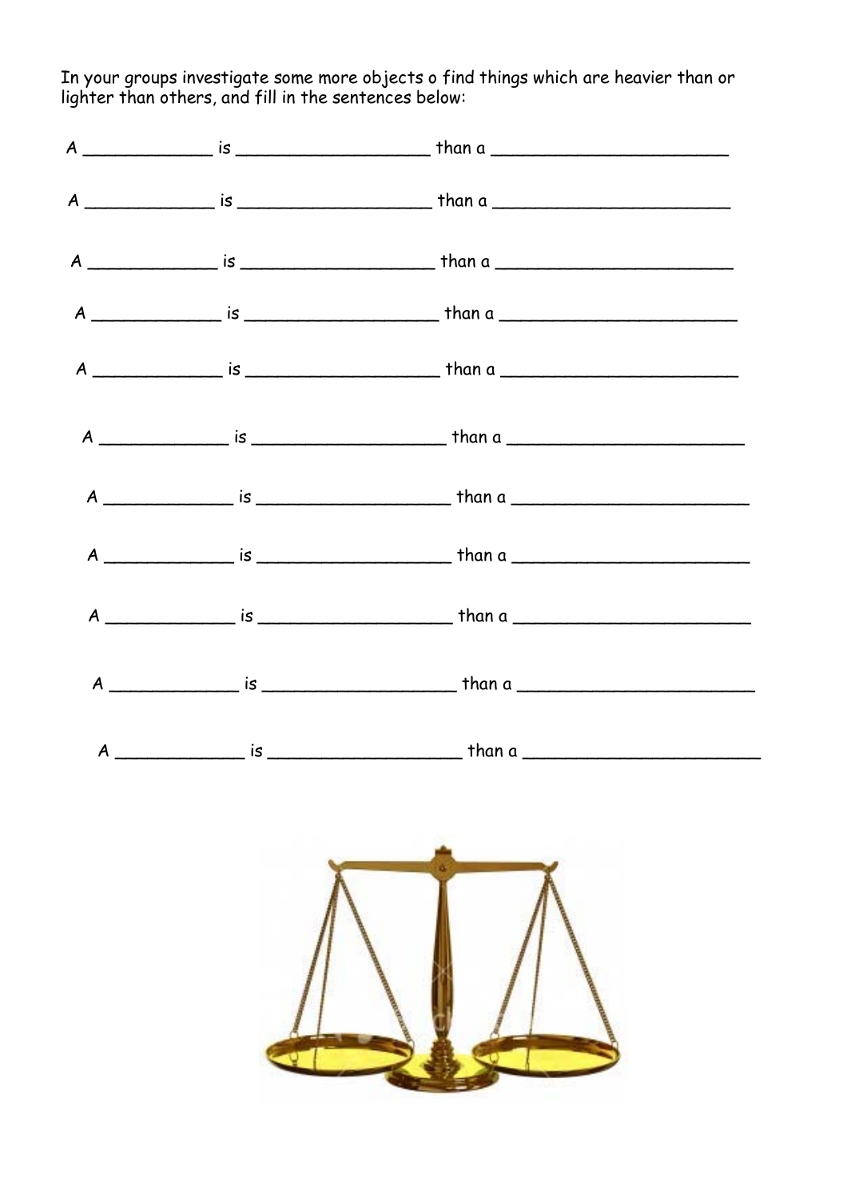In your groups investigate some more objects o find things which are heavier than or lighter than others, and fill in the sentences below:

A _____________ is ___________________ than a _______________________

A _____________ is ___________________ than a _______________________

A _____________ is ___________________ than a _______________________

A _____________ is ___________________ than a _______________________

A _____________ is ___________________ than a _______________________

A _____________ is ___________________ than a _______________________

A _____________ is ___________________ than a _______________________

A _____________ is ___________________ than a _______________________

A _____________ is ___________________ than a _______________________

A _____________ is ___________________ than a _______________________

A _____________ is ___________________ than a _______________________